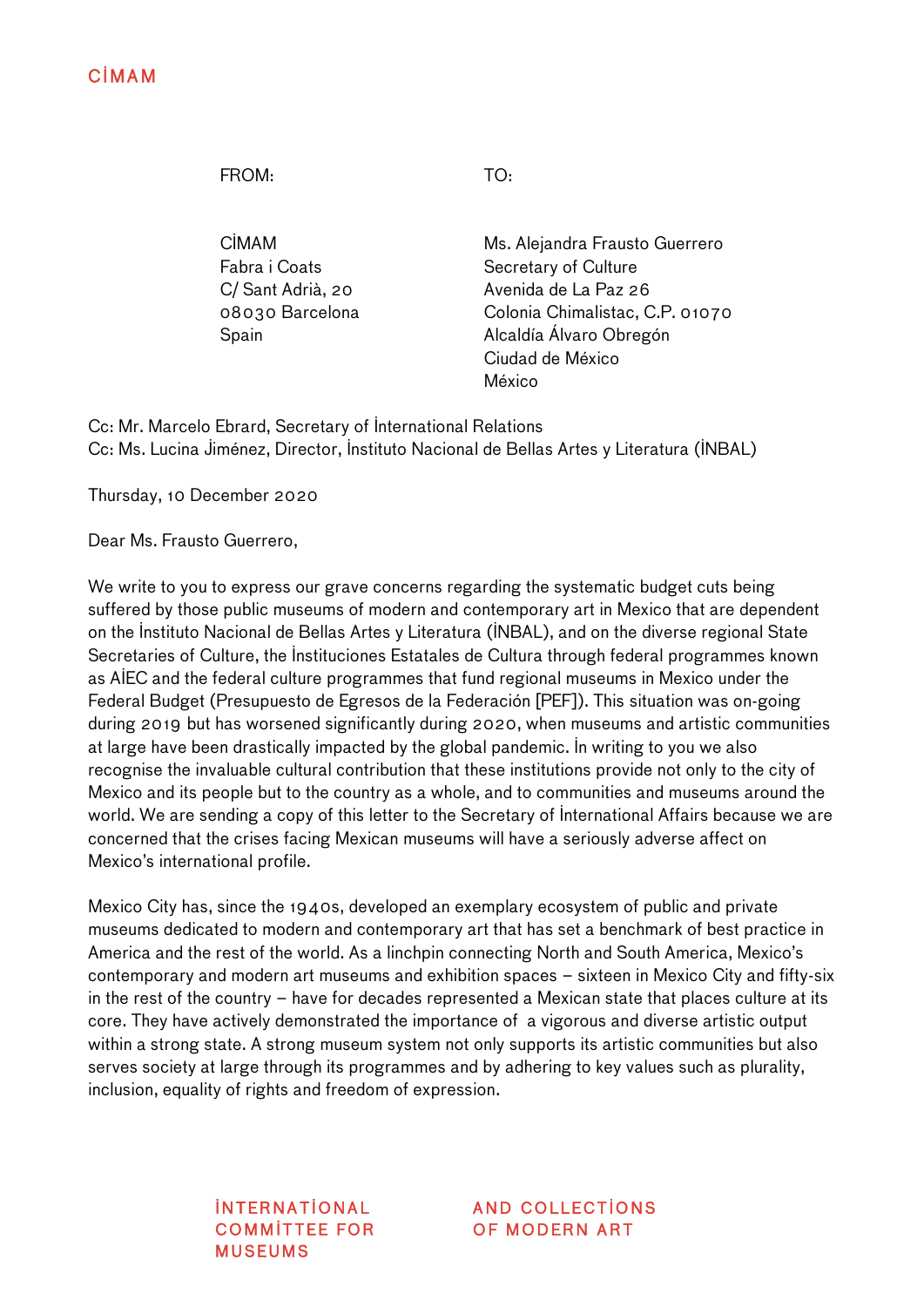CIMAM

| FROM: | TO: |
| --- | --- |
| CIMAM<br>Fabra i Coats<br>C/ Sant Adrià, 20<br>08030 Barcelona<br>Spain | Ms. Alejandra Frausto Guerrero<br>Secretary of Culture<br>Avenida de La Paz 26<br>Colonia Chimalistac, C.P. 01070<br>Alcaldía Álvaro Obregón<br>Ciudad de México<br>México |

Cc: Mr. Marcelo Ebrard, Secretary of International Relations
Cc: Ms. Lucina Jiménez, Director, Instituto Nacional de Bellas Artes y Literatura (INBAL)

Thursday, 10 December 2020

Dear Ms. Frausto Guerrero,

We write to you to express our grave concerns regarding the systematic budget cuts being suffered by those public museums of modern and contemporary art in Mexico that are dependent on the Instituto Nacional de Bellas Artes y Literatura (INBAL), and on the diverse regional State Secretaries of Culture, the Instituciones Estatales de Cultura through federal programmes known as AIEC and the federal culture programmes that fund regional museums in Mexico under the Federal Budget (Presupuesto de Egresos de la Federación [PEF]). This situation was on-going during 2019 but has worsened significantly during 2020, when museums and artistic communities at large have been drastically impacted by the global pandemic. In writing to you we also recognise the invaluable cultural contribution that these institutions provide not only to the city of Mexico and its people but to the country as a whole, and to communities and museums around the world. We are sending a copy of this letter to the Secretary of International Affairs because we are concerned that the crises facing Mexican museums will have a seriously adverse affect on Mexico's international profile.

Mexico City has, since the 1940s, developed an exemplary ecosystem of public and private museums dedicated to modern and contemporary art that has set a benchmark of best practice in America and the rest of the world. As a linchpin connecting North and South America, Mexico's contemporary and modern art museums and exhibition spaces – sixteen in Mexico City and fifty-six in the rest of the country – have for decades represented a Mexican state that places culture at its core. They have actively demonstrated the importance of a vigorous and diverse artistic output within a strong state. A strong museum system not only supports its artistic communities but also serves society at large through its programmes and by adhering to key values such as plurality, inclusion, equality of rights and freedom of expression.

INTERNATIONAL COMMITTEE FOR MUSEUMS AND COLLECTIONS OF MODERN ART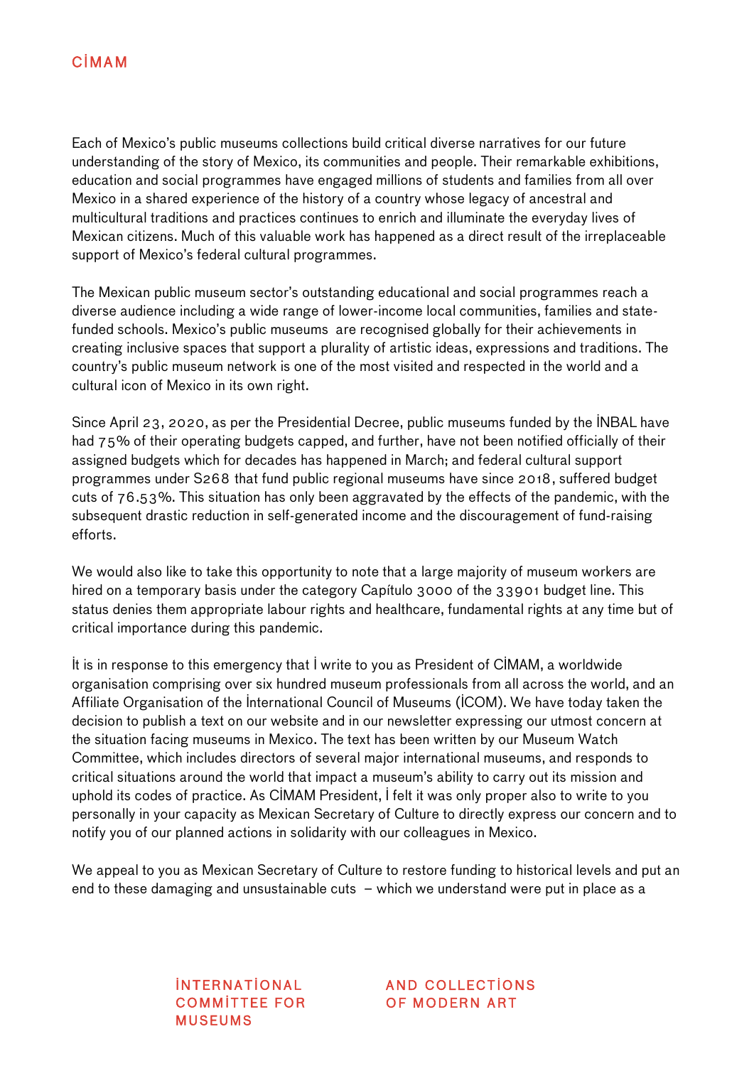Each of Mexico's public museums collections build critical diverse narratives for our future understanding of the story of Mexico, its communities and people. Their remarkable exhibitions, education and social programmes have engaged millions of students and families from all over Mexico in a shared experience of the history of a country whose legacy of ancestral and multicultural traditions and practices continues to enrich and illuminate the everyday lives of Mexican citizens. Much of this valuable work has happened as a direct result of the irreplaceable support of Mexico's federal cultural programmes.

The Mexican public museum sector's outstanding educational and social programmes reach a diverse audience including a wide range of lower-income local communities, families and state-funded schools. Mexico's public museums are recognised globally for their achievements in creating inclusive spaces that support a plurality of artistic ideas, expressions and traditions. The country's public museum network is one of the most visited and respected in the world and a cultural icon of Mexico in its own right.

Since April 23, 2020, as per the Presidential Decree, public museums funded by the INBAL have had 75% of their operating budgets capped, and further, have not been notified officially of their assigned budgets which for decades has happened in March; and federal cultural support programmes under S268 that fund public regional museums have since 2018, suffered budget cuts of 76.53%. This situation has only been aggravated by the effects of the pandemic, with the subsequent drastic reduction in self-generated income and the discouragement of fund-raising efforts.

We would also like to take this opportunity to note that a large majority of museum workers are hired on a temporary basis under the category Capítulo 3000 of the 33901 budget line. This status denies them appropriate labour rights and healthcare, fundamental rights at any time but of critical importance during this pandemic.

It is in response to this emergency that I write to you as President of CIMAM, a worldwide organisation comprising over six hundred museum professionals from all across the world, and an Affiliate Organisation of the International Council of Museums (ICOM). We have today taken the decision to publish a text on our website and in our newsletter expressing our utmost concern at the situation facing museums in Mexico. The text has been written by our Museum Watch Committee, which includes directors of several major international museums, and responds to critical situations around the world that impact a museum's ability to carry out its mission and uphold its codes of practice. As CIMAM President, I felt it was only proper also to write to you personally in your capacity as Mexican Secretary of Culture to directly express our concern and to notify you of our planned actions in solidarity with our colleagues in Mexico.

We appeal to you as Mexican Secretary of Culture to restore funding to historical levels and put an end to these damaging and unsustainable cuts – which we understand were put in place as a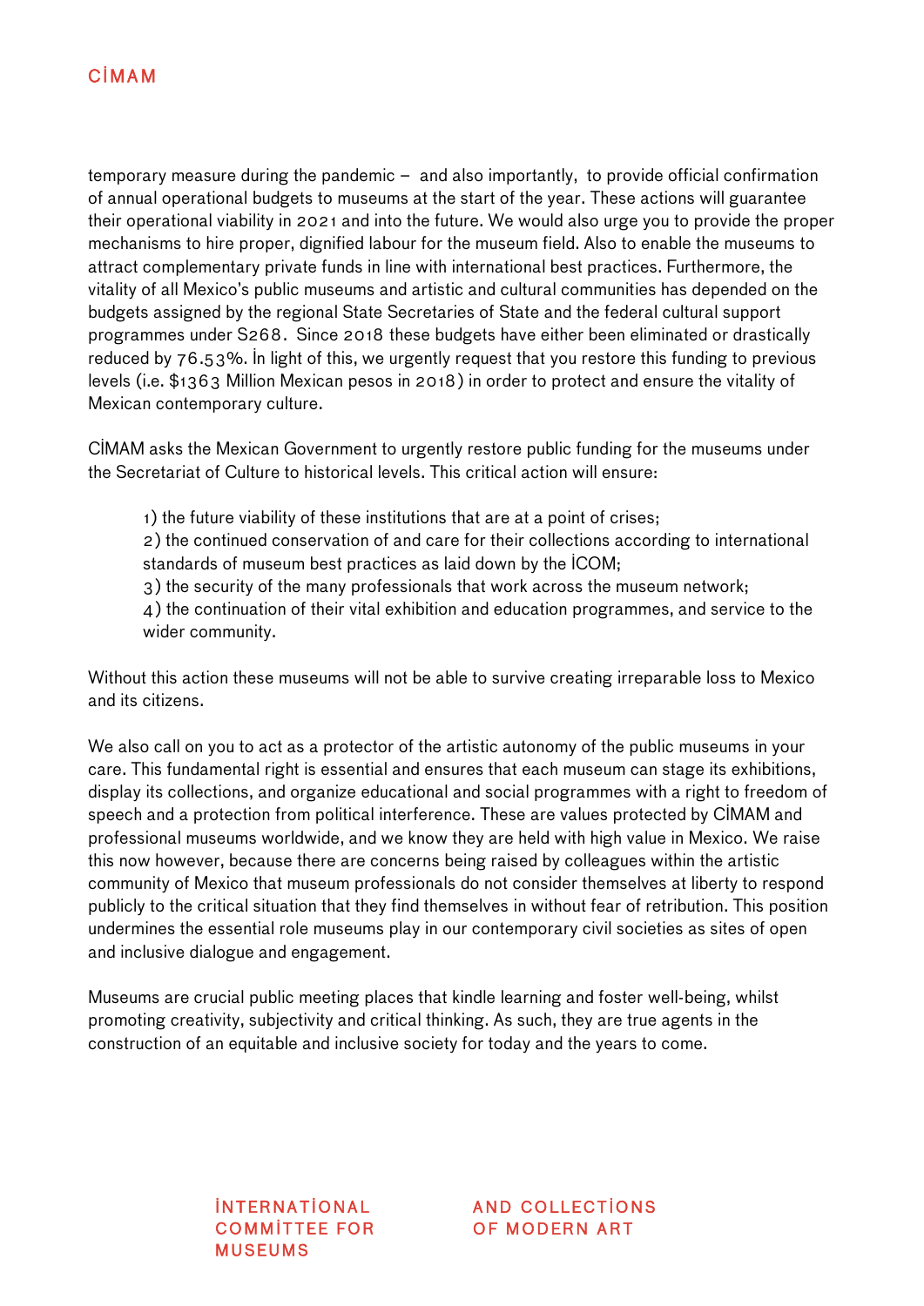temporary measure during the pandemic – and also importantly, to provide official confirmation of annual operational budgets to museums at the start of the year. These actions will guarantee their operational viability in 2021 and into the future. We would also urge you to provide the proper mechanisms to hire proper, dignified labour for the museum field. Also to enable the museums to attract complementary private funds in line with international best practices. Furthermore, the vitality of all Mexico's public museums and artistic and cultural communities has depended on the budgets assigned by the regional State Secretaries of State and the federal cultural support programmes under S268. Since 2018 these budgets have either been eliminated or drastically reduced by 76.53%. In light of this, we urgently request that you restore this funding to previous levels (i.e. $1363 Million Mexican pesos in 2018) in order to protect and ensure the vitality of Mexican contemporary culture.

CIMAM asks the Mexican Government to urgently restore public funding for the museums under the Secretariat of Culture to historical levels. This critical action will ensure:

1) the future viability of these institutions that are at a point of crises;
2) the continued conservation of and care for their collections according to international standards of museum best practices as laid down by the ICOM;
3) the security of the many professionals that work across the museum network;
4) the continuation of their vital exhibition and education programmes, and service to the wider community.

Without this action these museums will not be able to survive creating irreparable loss to Mexico and its citizens.

We also call on you to act as a protector of the artistic autonomy of the public museums in your care. This fundamental right is essential and ensures that each museum can stage its exhibitions, display its collections, and organize educational and social programmes with a right to freedom of speech and a protection from political interference. These are values protected by CIMAM and professional museums worldwide, and we know they are held with high value in Mexico. We raise this now however, because there are concerns being raised by colleagues within the artistic community of Mexico that museum professionals do not consider themselves at liberty to respond publicly to the critical situation that they find themselves in without fear of retribution. This position undermines the essential role museums play in our contemporary civil societies as sites of open and inclusive dialogue and engagement.

Museums are crucial public meeting places that kindle learning and foster well-being, whilst promoting creativity, subjectivity and critical thinking. As such, they are true agents in the construction of an equitable and inclusive society for today and the years to come.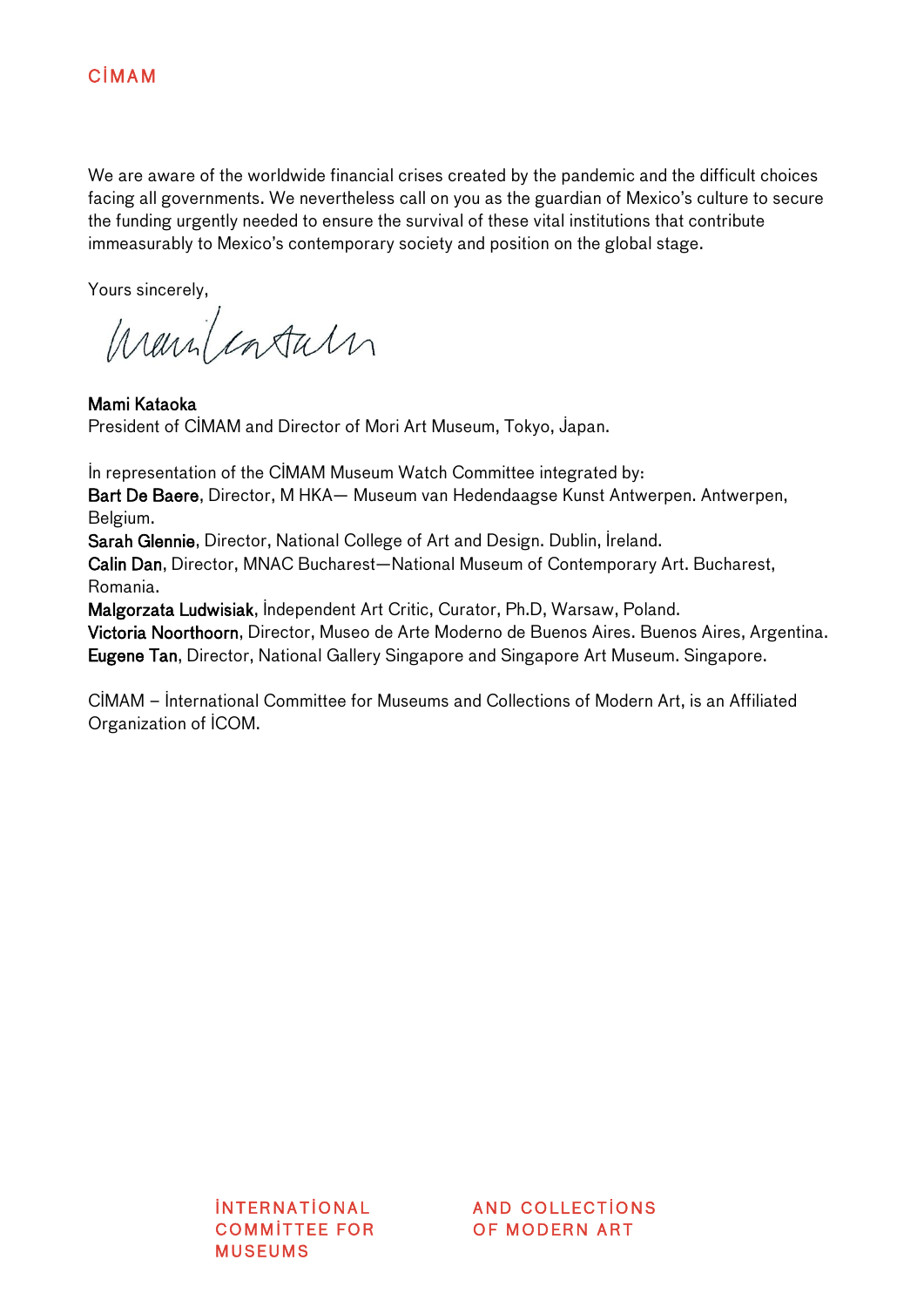We are aware of the worldwide financial crises created by the pandemic and the difficult choices facing all governments. We nevertheless call on you as the guardian of Mexico's culture to secure the funding urgently needed to ensure the survival of these vital institutions that contribute immeasurably to Mexico's contemporary society and position on the global stage.

Yours sincerely,

**Mami Kataoka**
President of CİMAM and Director of Mori Art Museum, Tokyo, Japan.

İn representation of the CİMAM Museum Watch Committee integrated by:
**Bart De Baere**, Director, M HKA— Museum van Hedendaagse Kunst Antwerpen. Antwerpen, Belgium.
**Sarah Glennie**, Director, National College of Art and Design. Dublin, İreland.
**Calin Dan**, Director, MNAC Bucharest—National Museum of Contemporary Art. Bucharest, Romania.
**Malgorzata Ludwisiak**, İndependent Art Critic, Curator, Ph.D, Warsaw, Poland.
**Victoria Noorthoorn**, Director, Museo de Arte Moderno de Buenos Aires. Buenos Aires, Argentina.
**Eugene Tan**, Director, National Gallery Singapore and Singapore Art Museum. Singapore.

CİMAM – İnternational Committee for Museums and Collections of Modern Art, is an Affiliated Organization of İCOM.